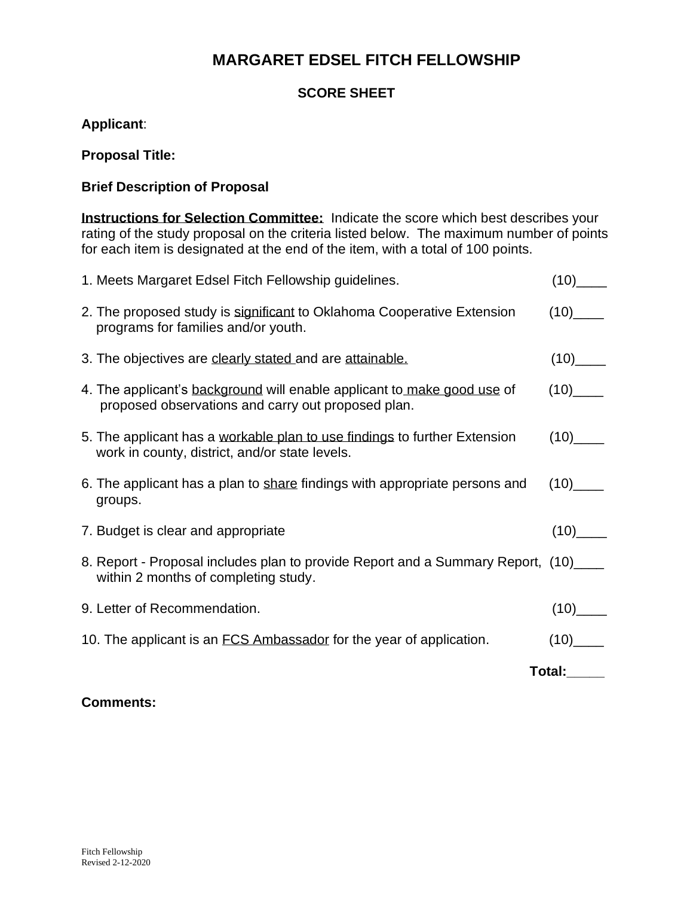# MARGARET EDSEL FITCH FELLOWSHIP

## SCORE SHEET

**Applicant**:

**Proposal Title:**

**Brief Description of Proposal**

**Instructions for Selection Committee:** Indicate the score which best describes your rating of the study proposal on the criteria listed below. The maximum number of points for each item is designated at the end of the item, with a total of 100 points.

1. Meets Margaret Edsel Fitch Fellowship guidelines. (10)____

2. The proposed study is significant to Oklahoma Cooperative Extension programs for families and/or youth. (10)____

3. The objectives are clearly stated and are attainable. (10)____

4. The applicant's background will enable applicant to make good use of proposed observations and carry out proposed plan. (10)____

5. The applicant has a workable plan to use findings to further Extension work in county, district, and/or state levels. (10)____

6. The applicant has a plan to share findings with appropriate persons and groups. (10)____

7. Budget is clear and appropriate (10)____

8. Report - Proposal includes plan to provide Report and a Summary Report, within 2 months of completing study. (10)____

9. Letter of Recommendation. (10)____

10. The applicant is an FCS Ambassador for the year of application. (10)____

**Total:_____**

**Comments:**

Fitch Fellowship
Revised 2-12-2020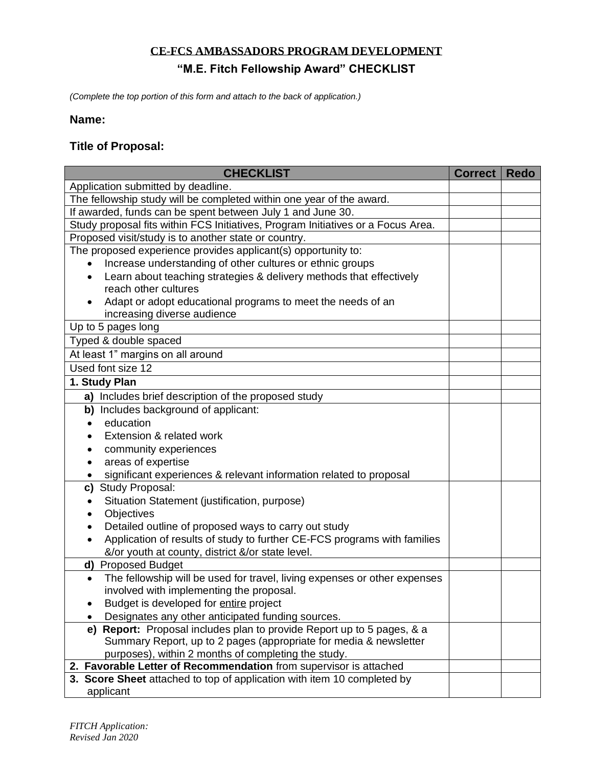**CE-FCS AMBASSADORS PROGRAM DEVELOPMENT**

## "M.E. Fitch Fellowship Award" CHECKLIST

*(Complete the top portion of this form and attach to the back of application.)*

**Name:**

**Title of Proposal:**

| CHECKLIST | Correct | Redo |
|---|---|---|
| Application submitted by deadline. | | |
| The fellowship study will be completed within one year of the award. | | |
| If awarded, funds can be spent between July 1 and June 30. | | |
| Study proposal fits within FCS Initiatives, Program Initiatives or a Focus Area. | | |
| Proposed visit/study is to another state or country. | | |
| The proposed experience provides applicant(s) opportunity to:<br>• Increase understanding of other cultures or ethnic groups<br>• Learn about teaching strategies & delivery methods that effectively reach other cultures<br>• Adapt or adopt educational programs to meet the needs of an increasing diverse audience | | |
| Up to 5 pages long | | |
| Typed & double spaced | | |
| At least 1" margins on all around | | |
| Used font size 12 | | |
| **1. Study Plan** | | |
| **a)** Includes brief description of the proposed study | | |
| **b)** Includes background of applicant:<br>• education<br>• Extension & related work<br>• community experiences<br>• areas of expertise<br>• significant experiences & relevant information related to proposal | | |
| **c)** Study Proposal:<br>• Situation Statement (justification, purpose)<br>• Objectives<br>• Detailed outline of proposed ways to carry out study<br>• Application of results of study to further CE-FCS programs with families &/or youth at county, district &/or state level. | | |
| **d)** Proposed Budget | | |
| • The fellowship will be used for travel, living expenses or other expenses involved with implementing the proposal.<br>• Budget is developed for <u>entire</u> project<br>• Designates any other anticipated funding sources. | | |
| **e) Report:** Proposal includes plan to provide Report up to 5 pages, & a Summary Report, up to 2 pages (appropriate for media & newsletter purposes), within 2 months of completing the study. | | |
| **2. Favorable Letter of Recommendation** from supervisor is attached | | |
| **3. Score Sheet** attached to top of application with item 10 completed by applicant | | |

*FITCH Application:*
*Revised Jan 2020*